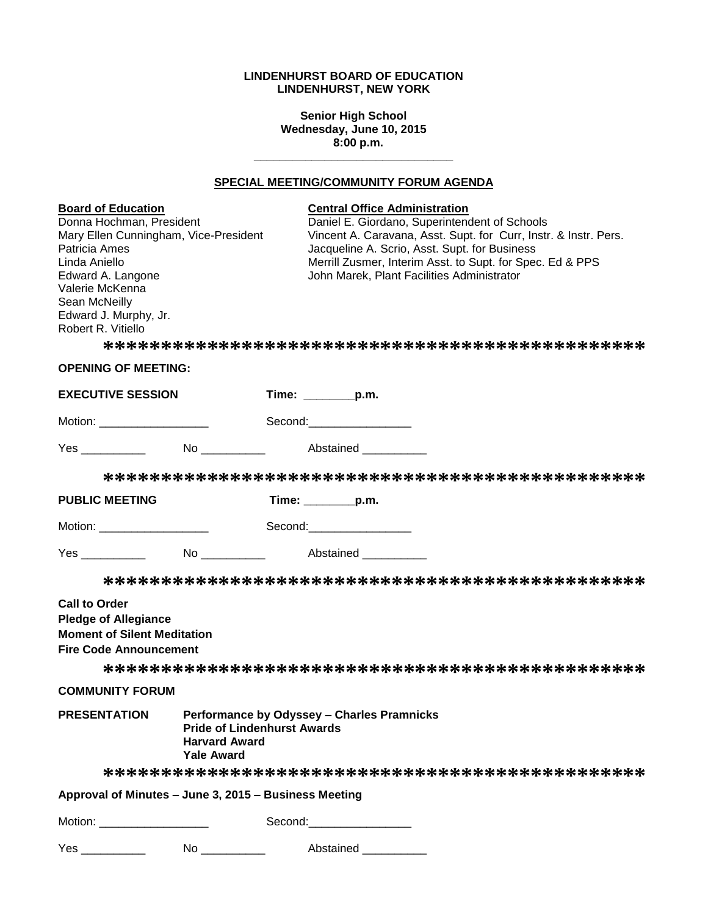**LINDENHURST BOARD OF EDUCATION**
**LINDENHURST, NEW YORK**

**Senior High School**
**Wednesday, June 10, 2015**
**8:00 p.m.**

---

## SPECIAL MEETING/COMMUNITY FORUM AGENDA

**Board of Education**
Donna Hochman, President
Mary Ellen Cunningham, Vice-President
Patricia Ames
Linda Aniello
Edward A. Langone
Valerie McKenna
Sean McNeilly
Edward J. Murphy, Jr.
Robert R. Vitiello

**Central Office Administration**
Daniel E. Giordano, Superintendent of Schools
Vincent A. Caravana, Asst. Supt. for Curr, Instr. & Instr. Pers.
Jacqueline A. Scrio, Asst. Supt. for Business
Merrill Zusmer, Interim Asst. to Supt. for Spec. Ed & PPS
John Marek, Plant Facilities Administrator

*********************************************

**OPENING OF MEETING:**

**EXECUTIVE SESSION** **Time: ________p.m.**

Motion: _________________ Second:________________

Yes __________ No __________ Abstained __________

*********************************************

**PUBLIC MEETING** **Time: ________p.m.**

Motion: _________________ Second:________________

Yes __________ No __________ Abstained __________

*********************************************

**Call to Order**
**Pledge of Allegiance**
**Moment of Silent Meditation**
**Fire Code Announcement**

*********************************************

**COMMUNITY FORUM**

**PRESENTATION** **Performance by Odyssey – Charles Pramnicks**
**Pride of Lindenhurst Awards**
**Harvard Award**
**Yale Award**

*********************************************

**Approval of Minutes – June 3, 2015 – Business Meeting**

Motion: _________________ Second:________________

Yes __________ No __________ Abstained __________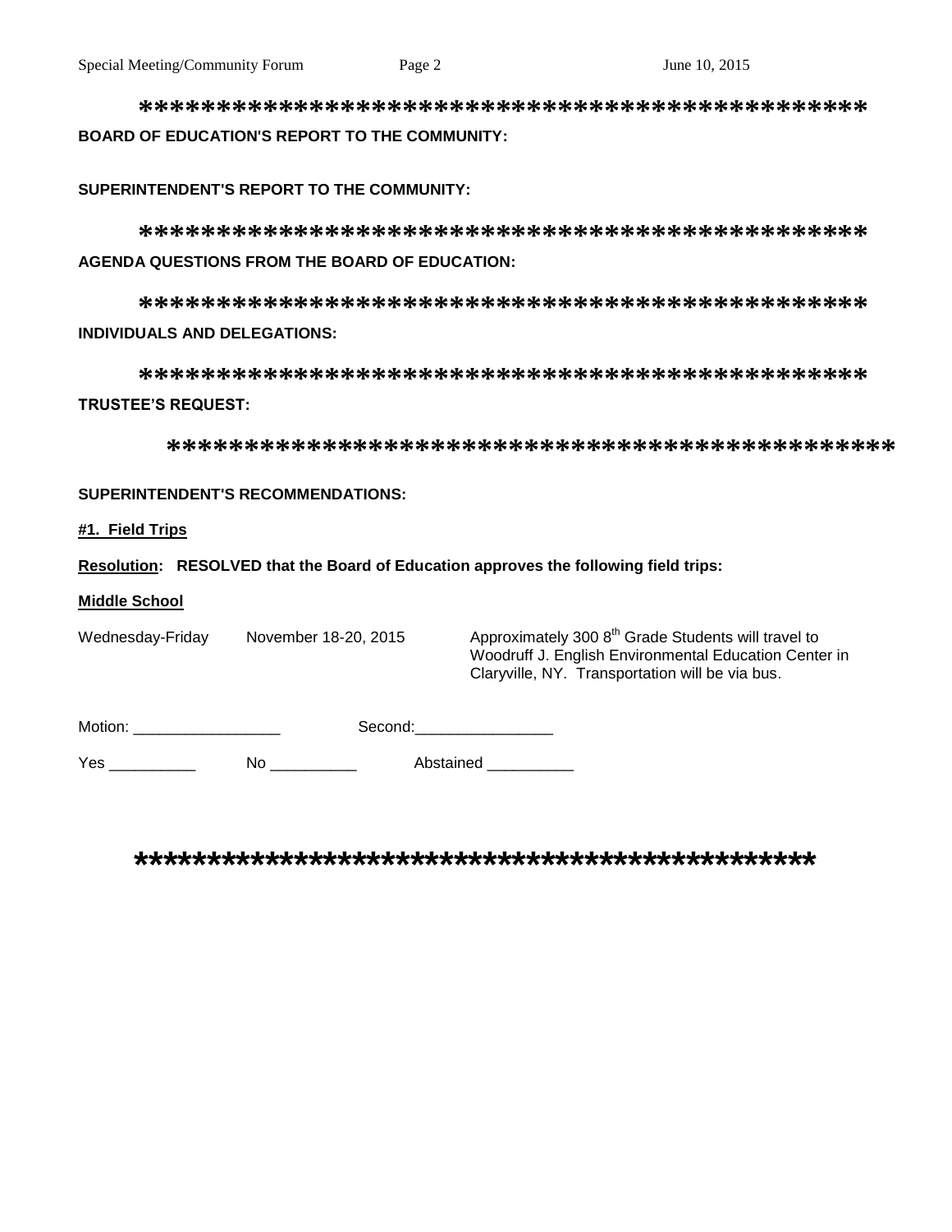\*\*\*\*\*\*\*\*\*\*\*\*\*\*\*\*\*\*\*\*\*\*\*\*\*\*\*\*\*\*\*\*\*\*\*\*\*\*\*\*\*\*\*\*\*\*\*\*

**BOARD OF EDUCATION'S REPORT TO THE COMMUNITY:**

**SUPERINTENDENT'S REPORT TO THE COMMUNITY:**

\*\*\*\*\*\*\*\*\*\*\*\*\*\*\*\*\*\*\*\*\*\*\*\*\*\*\*\*\*\*\*\*\*\*\*\*\*\*\*\*\*\*\*\*\*\*\*\*

**AGENDA QUESTIONS FROM THE BOARD OF EDUCATION:**

\*\*\*\*\*\*\*\*\*\*\*\*\*\*\*\*\*\*\*\*\*\*\*\*\*\*\*\*\*\*\*\*\*\*\*\*\*\*\*\*\*\*\*\*\*\*\*\*

**INDIVIDUALS AND DELEGATIONS:**

\*\*\*\*\*\*\*\*\*\*\*\*\*\*\*\*\*\*\*\*\*\*\*\*\*\*\*\*\*\*\*\*\*\*\*\*\*\*\*\*\*\*\*\*\*\*\*\*

**TRUSTEE'S REQUEST:**

\*\*\*\*\*\*\*\*\*\*\*\*\*\*\*\*\*\*\*\*\*\*\*\*\*\*\*\*\*\*\*\*\*\*\*\*\*\*\*\*\*\*\*\*\*\*\*\*

**SUPERINTENDENT'S RECOMMENDATIONS:**

**#1. Field Trips**

**Resolution: RESOLVED that the Board of Education approves the following field trips:**

**Middle School**

| Wednesday-Friday | November 18-20, 2015 | Approximately 300 8th Grade Students will travel to Woodruff J. English Environmental Education Center in Claryville, NY. Transportation will be via bus. |
|---|---|---|

Motion: \_\_\_\_\_\_\_\_\_\_\_\_\_\_\_\_\_ Second:\_\_\_\_\_\_\_\_\_\_\_\_\_\_\_\_

Yes \_\_\_\_\_\_\_\_\_\_ No \_\_\_\_\_\_\_\_\_\_ Abstained \_\_\_\_\_\_\_\_\_\_

\*\*\*\*\*\*\*\*\*\*\*\*\*\*\*\*\*\*\*\*\*\*\*\*\*\*\*\*\*\*\*\*\*\*\*\*\*\*\*\*\*\*\*\*\*\*\*\*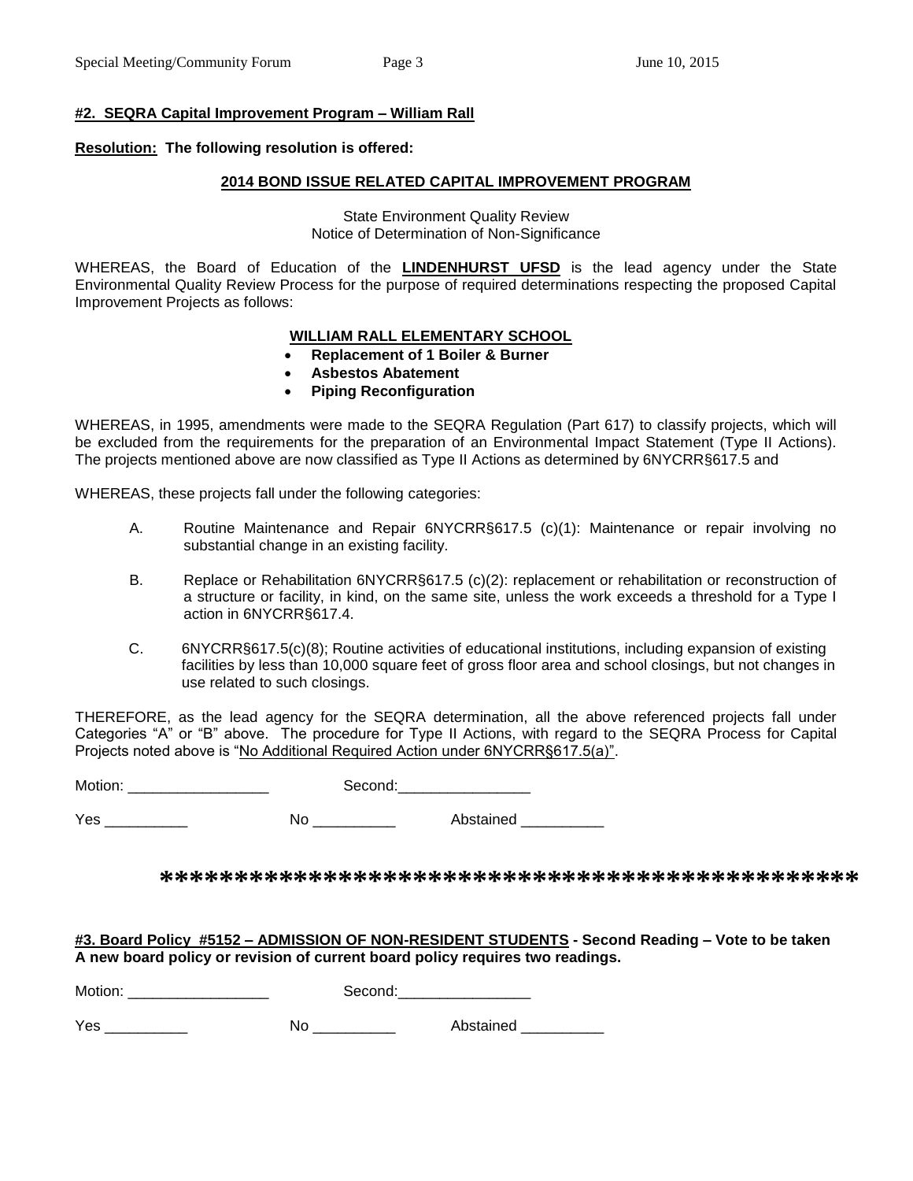**#2. SEQRA Capital Improvement Program – William Rall**

**Resolution: The following resolution is offered:**

**2014 BOND ISSUE RELATED CAPITAL IMPROVEMENT PROGRAM**

State Environment Quality Review
Notice of Determination of Non-Significance

WHEREAS, the Board of Education of the **LINDENHURST UFSD** is the lead agency under the State Environmental Quality Review Process for the purpose of required determinations respecting the proposed Capital Improvement Projects as follows:

**WILLIAM RALL ELEMENTARY SCHOOL**

- **Replacement of 1 Boiler & Burner**
- **Asbestos Abatement**
- **Piping Reconfiguration**

WHEREAS, in 1995, amendments were made to the SEQRA Regulation (Part 617) to classify projects, which will be excluded from the requirements for the preparation of an Environmental Impact Statement (Type II Actions). The projects mentioned above are now classified as Type II Actions as determined by 6NYCRR§617.5 and

WHEREAS, these projects fall under the following categories:

A. Routine Maintenance and Repair 6NYCRR§617.5 (c)(1): Maintenance or repair involving no substantial change in an existing facility.

B. Replace or Rehabilitation 6NYCRR§617.5 (c)(2): replacement or rehabilitation or reconstruction of a structure or facility, in kind, on the same site, unless the work exceeds a threshold for a Type I action in 6NYCRR§617.4.

C. 6NYCRR§617.5(c)(8); Routine activities of educational institutions, including expansion of existing facilities by less than 10,000 square feet of gross floor area and school closings, but not changes in use related to such closings.

THEREFORE, as the lead agency for the SEQRA determination, all the above referenced projects fall under Categories "A" or "B" above. The procedure for Type II Actions, with regard to the SEQRA Process for Capital Projects noted above is "No Additional Required Action under 6NYCRR§617.5(a)".

Motion: _________________ Second:________________

Yes __________ No __________ Abstained __________

**********************************************

**#3. Board Policy #5152 – ADMISSION OF NON-RESIDENT STUDENTS - Second Reading – Vote to be taken A new board policy or revision of current board policy requires two readings.**

Motion: _________________ Second:________________

Yes __________ No __________ Abstained __________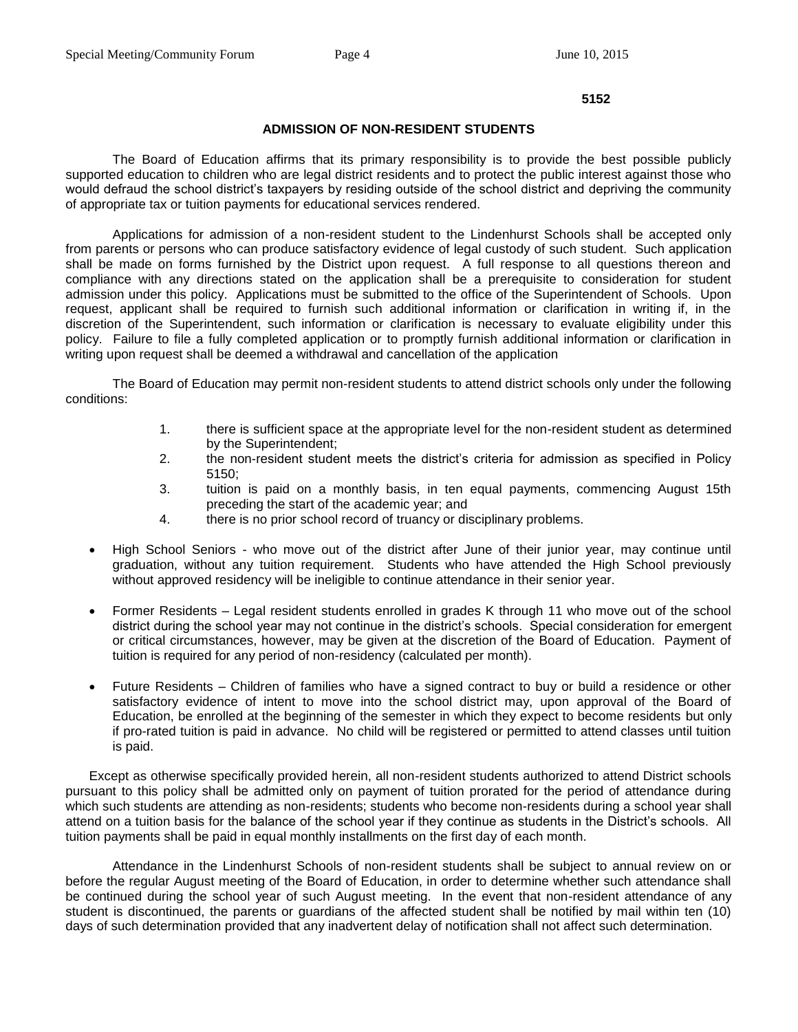**5152**

## ADMISSION OF NON-RESIDENT STUDENTS

The Board of Education affirms that its primary responsibility is to provide the best possible publicly supported education to children who are legal district residents and to protect the public interest against those who would defraud the school district's taxpayers by residing outside of the school district and depriving the community of appropriate tax or tuition payments for educational services rendered.

Applications for admission of a non-resident student to the Lindenhurst Schools shall be accepted only from parents or persons who can produce satisfactory evidence of legal custody of such student. Such application shall be made on forms furnished by the District upon request. A full response to all questions thereon and compliance with any directions stated on the application shall be a prerequisite to consideration for student admission under this policy. Applications must be submitted to the office of the Superintendent of Schools. Upon request, applicant shall be required to furnish such additional information or clarification in writing if, in the discretion of the Superintendent, such information or clarification is necessary to evaluate eligibility under this policy. Failure to file a fully completed application or to promptly furnish additional information or clarification in writing upon request shall be deemed a withdrawal and cancellation of the application

The Board of Education may permit non-resident students to attend district schools only under the following conditions:

1. there is sufficient space at the appropriate level for the non-resident student as determined by the Superintendent;
2. the non-resident student meets the district's criteria for admission as specified in Policy 5150;
3. tuition is paid on a monthly basis, in ten equal payments, commencing August 15th preceding the start of the academic year; and
4. there is no prior school record of truancy or disciplinary problems.

- High School Seniors - who move out of the district after June of their junior year, may continue until graduation, without any tuition requirement. Students who have attended the High School previously without approved residency will be ineligible to continue attendance in their senior year.
- Former Residents – Legal resident students enrolled in grades K through 11 who move out of the school district during the school year may not continue in the district's schools. Special consideration for emergent or critical circumstances, however, may be given at the discretion of the Board of Education. Payment of tuition is required for any period of non-residency (calculated per month).
- Future Residents – Children of families who have a signed contract to buy or build a residence or other satisfactory evidence of intent to move into the school district may, upon approval of the Board of Education, be enrolled at the beginning of the semester in which they expect to become residents but only if pro-rated tuition is paid in advance. No child will be registered or permitted to attend classes until tuition is paid.

Except as otherwise specifically provided herein, all non-resident students authorized to attend District schools pursuant to this policy shall be admitted only on payment of tuition prorated for the period of attendance during which such students are attending as non-residents; students who become non-residents during a school year shall attend on a tuition basis for the balance of the school year if they continue as students in the District's schools. All tuition payments shall be paid in equal monthly installments on the first day of each month.

Attendance in the Lindenhurst Schools of non-resident students shall be subject to annual review on or before the regular August meeting of the Board of Education, in order to determine whether such attendance shall be continued during the school year of such August meeting. In the event that non-resident attendance of any student is discontinued, the parents or guardians of the affected student shall be notified by mail within ten (10) days of such determination provided that any inadvertent delay of notification shall not affect such determination.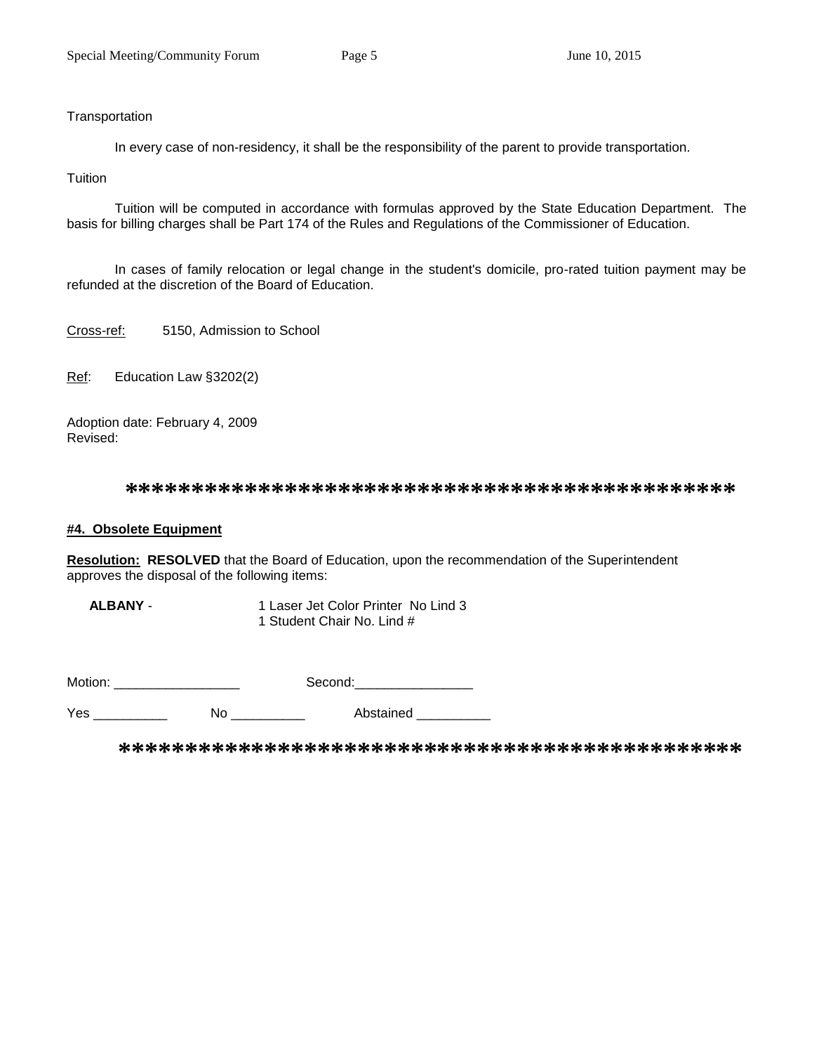Transportation

In every case of non-residency, it shall be the responsibility of the parent to provide transportation.

Tuition

Tuition will be computed in accordance with formulas approved by the State Education Department. The basis for billing charges shall be Part 174 of the Rules and Regulations of the Commissioner of Education.

In cases of family relocation or legal change in the student's domicile, pro-rated tuition payment may be refunded at the discretion of the Board of Education.

Cross-ref: 5150, Admission to School

Ref: Education Law §3202(2)

Adoption date: February 4, 2009
Revised:

**********************************************

**#4. Obsolete Equipment**

**Resolution: RESOLVED** that the Board of Education, upon the recommendation of the Superintendent approves the disposal of the following items:

**ALBANY** - 1 Laser Jet Color Printer No Lind 3
1 Student Chair No. Lind #

Motion: _________________ Second:________________

Yes __________ No __________ Abstained __________

**********************************************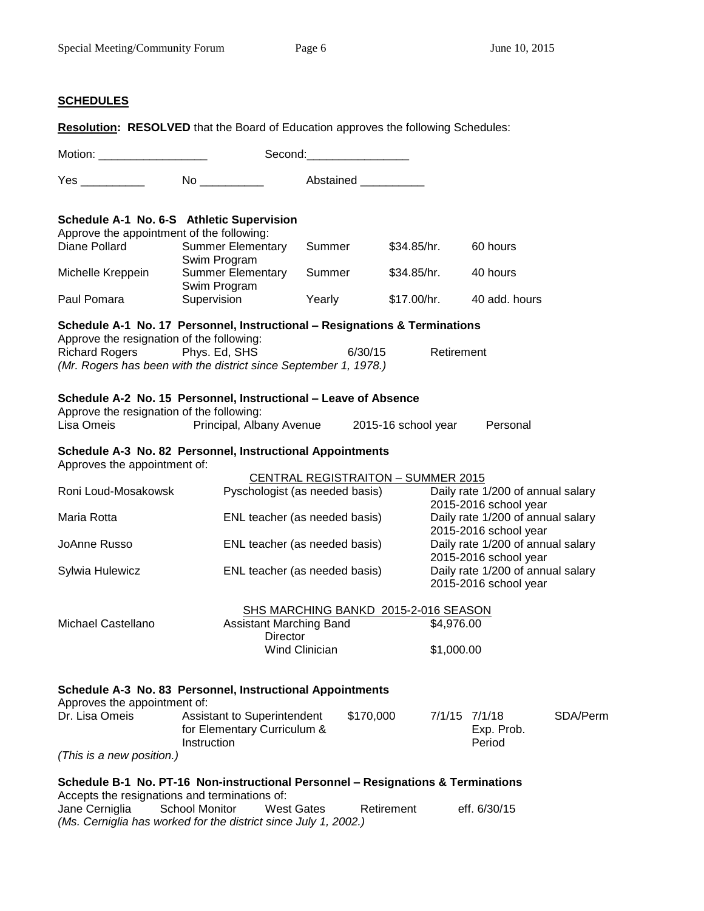## SCHEDULES

**Resolution:** **RESOLVED** that the Board of Education approves the following Schedules:

Motion: _________________ Second:________________

Yes __________ No __________ Abstained __________

**Schedule A-1 No. 6-S Athletic Supervision**

Approve the appointment of the following:

| | | | | |
|---|---|---|---|---|
| Diane Pollard | Summer Elementary Swim Program | Summer | $34.85/hr. | 60 hours |
| Michelle Kreppein | Summer Elementary Swim Program | Summer | $34.85/hr. | 40 hours |
| Paul Pomara | Supervision | Yearly | $17.00/hr. | 40 add. hours |

**Schedule A-1 No. 17 Personnel, Instructional – Resignations & Terminations**

Approve the resignation of the following:

| | | | |
|---|---|---|---|
| Richard Rogers | Phys. Ed, SHS | 6/30/15 | Retirement |

*(Mr. Rogers has been with the district since September 1, 1978.)*

**Schedule A-2 No. 15 Personnel, Instructional – Leave of Absence**

Approve the resignation of the following:

| | | | |
|---|---|---|---|
| Lisa Omeis | Principal, Albany Avenue | 2015-16 school year | Personal |

**Schedule A-3 No. 82 Personnel, Instructional Appointments**

Approves the appointment of:

| | CENTRAL REGISTRAITON – SUMMER 2015 | |
|---|---|---|
| Roni Loud-Mosakowsk | Pyschologist (as needed basis) | Daily rate 1/200 of annual salary 2015-2016 school year |
| Maria Rotta | ENL teacher (as needed basis) | Daily rate 1/200 of annual salary 2015-2016 school year |
| JoAnne Russo | ENL teacher (as needed basis) | Daily rate 1/200 of annual salary 2015-2016 school year |
| Sylwia Hulewicz | ENL teacher (as needed basis) | Daily rate 1/200 of annual salary 2015-2016 school year |

| | SHS MARCHING BANKD 2015-2-016 SEASON | |
|---|---|---|
| Michael Castellano | Assistant Marching Band Director | $4,976.00 |
| | Wind Clinician | $1,000.00 |

**Schedule A-3 No. 83 Personnel, Instructional Appointments**

Approves the appointment of:

| | | | | | |
|---|---|---|---|---|---|
| Dr. Lisa Omeis | Assistant to Superintendent for Elementary Curriculum & Instruction | $170,000 | 7/1/15 | 7/1/18 Exp. Prob. Period | SDA/Perm |

*(This is a new position.)*

**Schedule B-1 No. PT-16 Non-instructional Personnel – Resignations & Terminations**

Accepts the resignations and terminations of:

| | | | | |
|---|---|---|---|---|
| Jane Cerniglia | School Monitor | West Gates | Retirement | eff. 6/30/15 |

*(Ms. Cerniglia has worked for the district since July 1, 2002.)*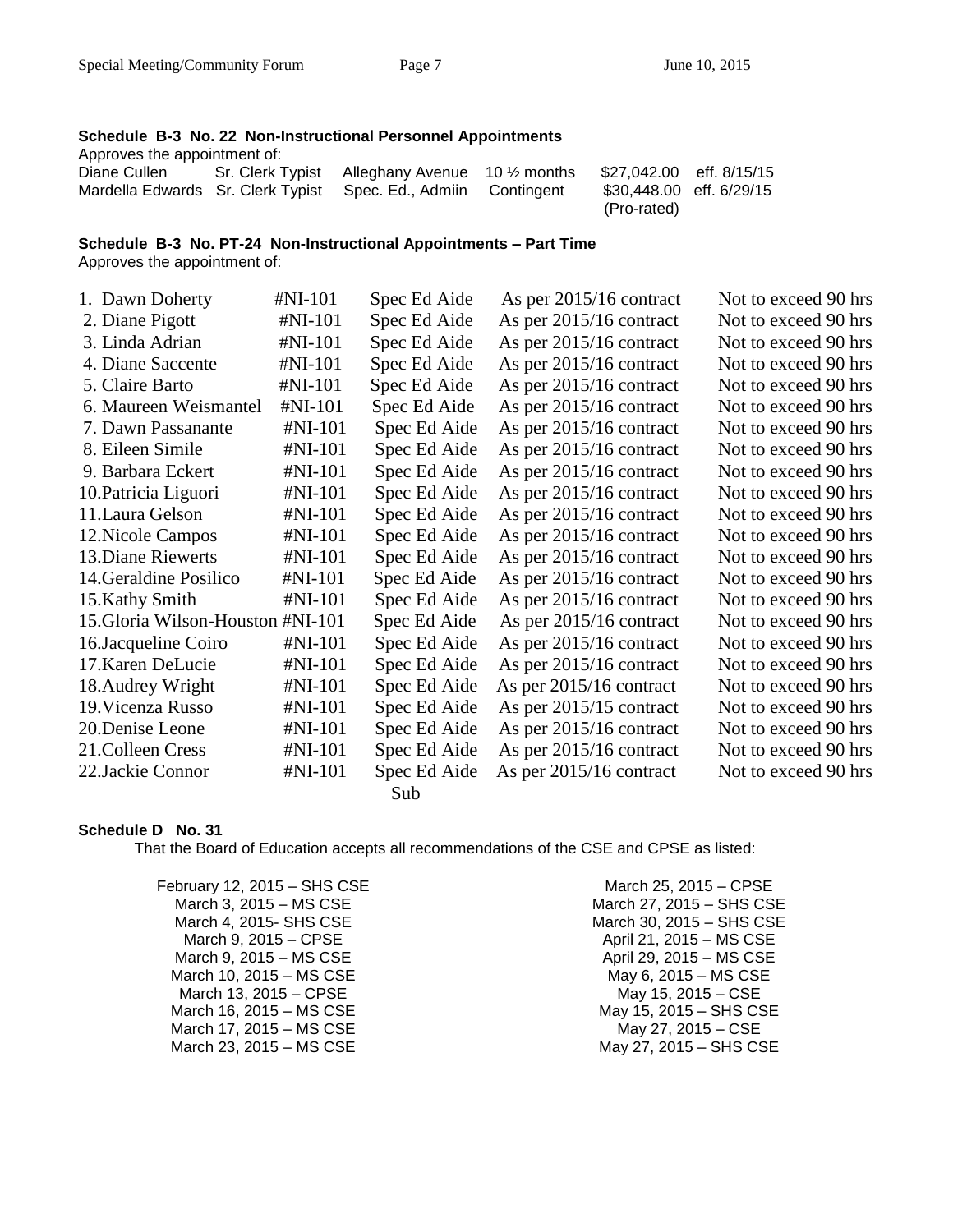**Schedule B-3 No. 22 Non-Instructional Personnel Appointments**

Approves the appointment of:

| | | | | | |
|---|---|---|---|---|---|
| Diane Cullen | Sr. Clerk Typist | Alleghany Avenue | 10 ½ months | $27,042.00 | eff. 8/15/15 |
| Mardella Edwards | Sr. Clerk Typist | Spec. Ed., Admiin | Contingent | $30,448.00 (Pro-rated) | eff. 6/29/15 |

**Schedule B-3 No. PT-24 Non-Instructional Appointments – Part Time**

Approves the appointment of:

| | | | | |
|---|---|---|---|---|
| 1. Dawn Doherty | #NI-101 | Spec Ed Aide | As per 2015/16 contract | Not to exceed 90 hrs |
| 2. Diane Pigott | #NI-101 | Spec Ed Aide | As per 2015/16 contract | Not to exceed 90 hrs |
| 3. Linda Adrian | #NI-101 | Spec Ed Aide | As per 2015/16 contract | Not to exceed 90 hrs |
| 4. Diane Saccente | #NI-101 | Spec Ed Aide | As per 2015/16 contract | Not to exceed 90 hrs |
| 5. Claire Barto | #NI-101 | Spec Ed Aide | As per 2015/16 contract | Not to exceed 90 hrs |
| 6. Maureen Weismantel | #NI-101 | Spec Ed Aide | As per 2015/16 contract | Not to exceed 90 hrs |
| 7. Dawn Passanante | #NI-101 | Spec Ed Aide | As per 2015/16 contract | Not to exceed 90 hrs |
| 8. Eileen Simile | #NI-101 | Spec Ed Aide | As per 2015/16 contract | Not to exceed 90 hrs |
| 9. Barbara Eckert | #NI-101 | Spec Ed Aide | As per 2015/16 contract | Not to exceed 90 hrs |
| 10.Patricia Liguori | #NI-101 | Spec Ed Aide | As per 2015/16 contract | Not to exceed 90 hrs |
| 11.Laura Gelson | #NI-101 | Spec Ed Aide | As per 2015/16 contract | Not to exceed 90 hrs |
| 12.Nicole Campos | #NI-101 | Spec Ed Aide | As per 2015/16 contract | Not to exceed 90 hrs |
| 13.Diane Riewerts | #NI-101 | Spec Ed Aide | As per 2015/16 contract | Not to exceed 90 hrs |
| 14.Geraldine Posilico | #NI-101 | Spec Ed Aide | As per 2015/16 contract | Not to exceed 90 hrs |
| 15.Kathy Smith | #NI-101 | Spec Ed Aide | As per 2015/16 contract | Not to exceed 90 hrs |
| 15.Gloria Wilson-Houston | #NI-101 | Spec Ed Aide | As per 2015/16 contract | Not to exceed 90 hrs |
| 16.Jacqueline Coiro | #NI-101 | Spec Ed Aide | As per 2015/16 contract | Not to exceed 90 hrs |
| 17.Karen DeLucie | #NI-101 | Spec Ed Aide | As per 2015/16 contract | Not to exceed 90 hrs |
| 18.Audrey Wright | #NI-101 | Spec Ed Aide | As per 2015/16 contract | Not to exceed 90 hrs |
| 19.Vicenza Russo | #NI-101 | Spec Ed Aide | As per 2015/15 contract | Not to exceed 90 hrs |
| 20.Denise Leone | #NI-101 | Spec Ed Aide | As per 2015/16 contract | Not to exceed 90 hrs |
| 21.Colleen Cress | #NI-101 | Spec Ed Aide | As per 2015/16 contract | Not to exceed 90 hrs |
| 22.Jackie Connor | #NI-101 | Spec Ed Aide Sub | As per 2015/16 contract | Not to exceed 90 hrs |

**Schedule D No. 31**

That the Board of Education accepts all recommendations of the CSE and CPSE as listed:

- February 12, 2015 – SHS CSE
- March 3, 2015 – MS CSE
- March 4, 2015- SHS CSE
- March 9, 2015 – CPSE
- March 9, 2015 – MS CSE
- March 10, 2015 – MS CSE
- March 13, 2015 – CPSE
- March 16, 2015 – MS CSE
- March 17, 2015 – MS CSE
- March 23, 2015 – MS CSE
- March 25, 2015 – CPSE
- March 27, 2015 – SHS CSE
- March 30, 2015 – SHS CSE
- April 21, 2015 – MS CSE
- April 29, 2015 – MS CSE
- May 6, 2015 – MS CSE
- May 15, 2015 – CSE
- May 15, 2015 – SHS CSE
- May 27, 2015 – CSE
- May 27, 2015 – SHS CSE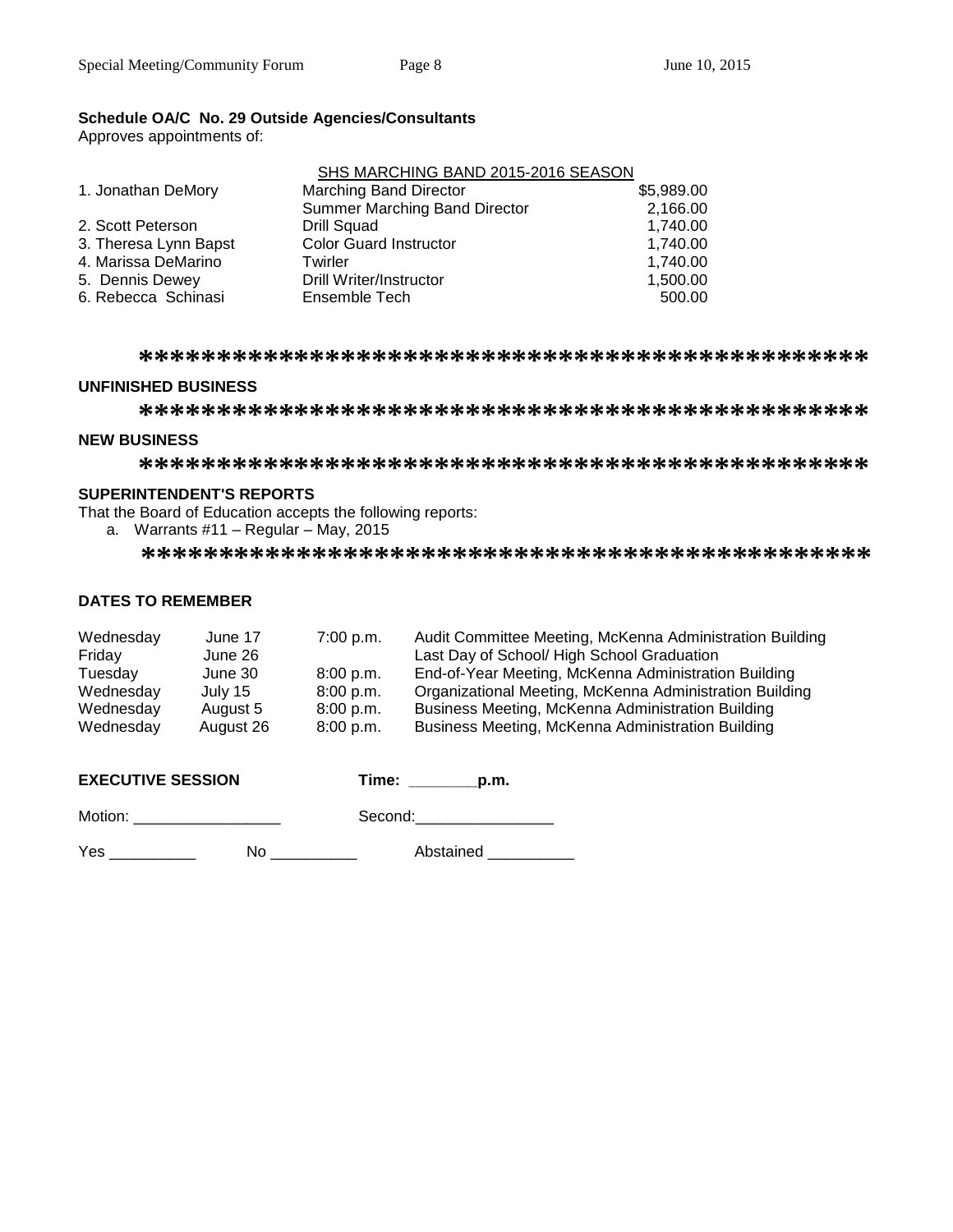**Schedule OA/C No. 29 Outside Agencies/Consultants**
Approves appointments of:

| | SHS MARCHING BAND 2015-2016 SEASON | |
|---|---|---|
| 1. Jonathan DeMory | Marching Band Director | $5,989.00 |
| | Summer Marching Band Director | 2,166.00 |
| 2. Scott Peterson | Drill Squad | 1,740.00 |
| 3. Theresa Lynn Bapst | Color Guard Instructor | 1,740.00 |
| 4. Marissa DeMarino | Twirler | 1,740.00 |
| 5. Dennis Dewey | Drill Writer/Instructor | 1,500.00 |
| 6. Rebecca Schinasi | Ensemble Tech | 500.00 |

**********************************************

**UNFINISHED BUSINESS**

**********************************************

**NEW BUSINESS**

**********************************************

**SUPERINTENDENT'S REPORTS**

That the Board of Education accepts the following reports:

a. Warrants #11 – Regular – May, 2015

**********************************************

**DATES TO REMEMBER**

| | | | |
|---|---|---|---|
| Wednesday | June 17 | 7:00 p.m. | Audit Committee Meeting, McKenna Administration Building |
| Friday | June 26 | | Last Day of School/ High School Graduation |
| Tuesday | June 30 | 8:00 p.m. | End-of-Year Meeting, McKenna Administration Building |
| Wednesday | July 15 | 8:00 p.m. | Organizational Meeting, McKenna Administration Building |
| Wednesday | August 5 | 8:00 p.m. | Business Meeting, McKenna Administration Building |
| Wednesday | August 26 | 8:00 p.m. | Business Meeting, McKenna Administration Building |

**EXECUTIVE SESSION** **Time: ________p.m.**

Motion: _________________ Second:________________

Yes __________ No __________ Abstained __________